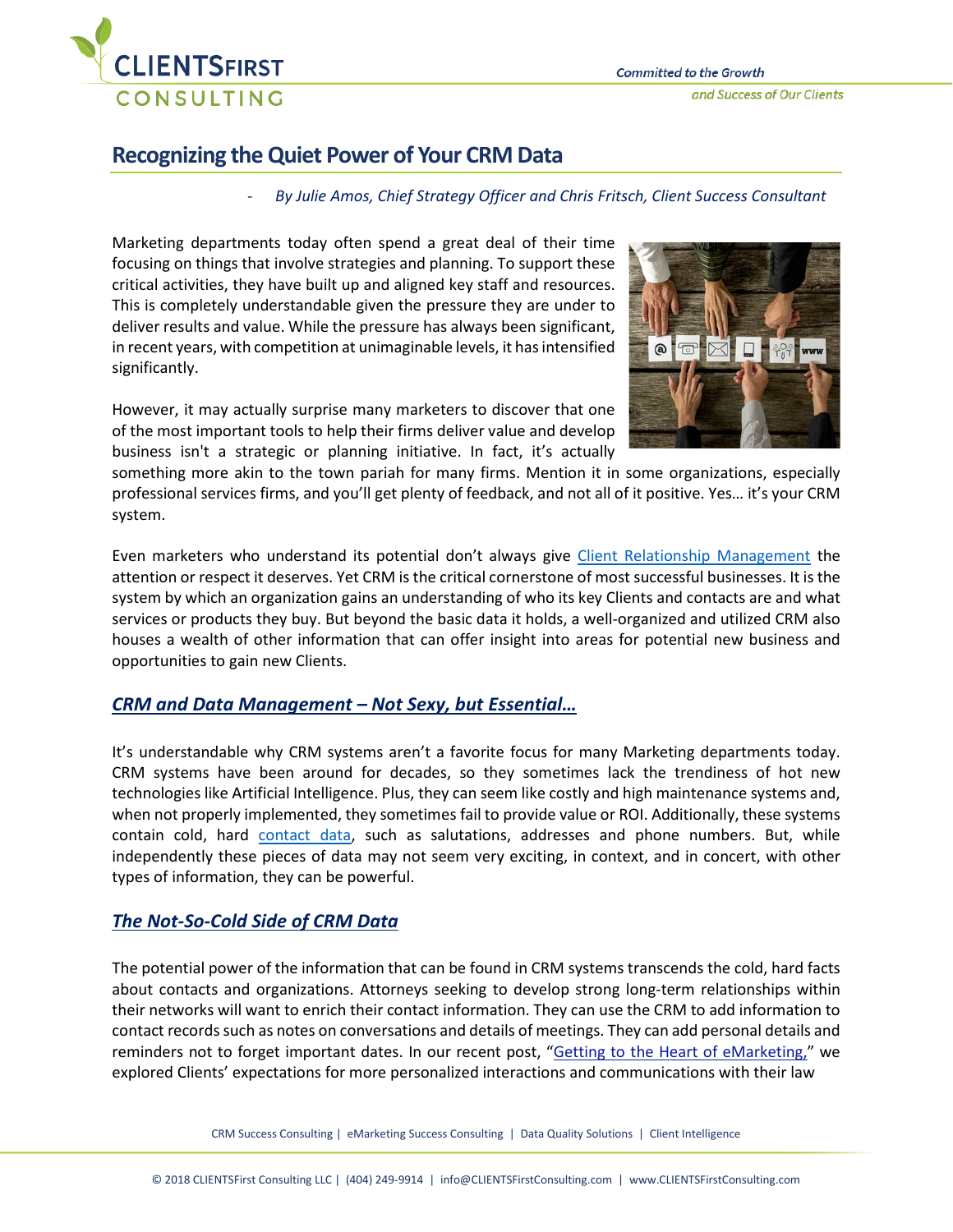# Recognizing the Quiet Power of Your CRM Data

*- By Julie Amos, Chief Strategy Officer and Chris Fritsch, Client Success Consultant*

Marketing departments today often spend a great deal of their time focusing on things that involve strategies and planning. To support these critical activities, they have built up and aligned key staff and resources. This is completely understandable given the pressure they are under to deliver results and value. While the pressure has always been significant, in recent years, with competition at unimaginable levels, it has intensified significantly.

However, it may actually surprise many marketers to discover that one of the most important tools to help their firms deliver value and develop business isn't a strategic or planning initiative. In fact, it's actually something more akin to the town pariah for many firms. Mention it in some organizations, especially professional services firms, and you'll get plenty of feedback, and not all of it positive. Yes… it's your CRM system.

Even marketers who understand its potential don't always give Client Relationship Management the attention or respect it deserves. Yet CRM is the critical cornerstone of most successful businesses. It is the system by which an organization gains an understanding of who its key Clients and contacts are and what services or products they buy. But beyond the basic data it holds, a well-organized and utilized CRM also houses a wealth of other information that can offer insight into areas for potential new business and opportunities to gain new Clients.

## *CRM and Data Management – Not Sexy, but Essential…*

It's understandable why CRM systems aren't a favorite focus for many Marketing departments today. CRM systems have been around for decades, so they sometimes lack the trendiness of hot new technologies like Artificial Intelligence. Plus, they can seem like costly and high maintenance systems and, when not properly implemented, they sometimes fail to provide value or ROI. Additionally, these systems contain cold, hard contact data, such as salutations, addresses and phone numbers. But, while independently these pieces of data may not seem very exciting, in context, and in concert, with other types of information, they can be powerful.

## *The Not-So-Cold Side of CRM Data*

The potential power of the information that can be found in CRM systems transcends the cold, hard facts about contacts and organizations. Attorneys seeking to develop strong long-term relationships within their networks will want to enrich their contact information. They can use the CRM to add information to contact records such as notes on conversations and details of meetings. They can add personal details and reminders not to forget important dates. In our recent post, "Getting to the Heart of eMarketing," we explored Clients' expectations for more personalized interactions and communications with their law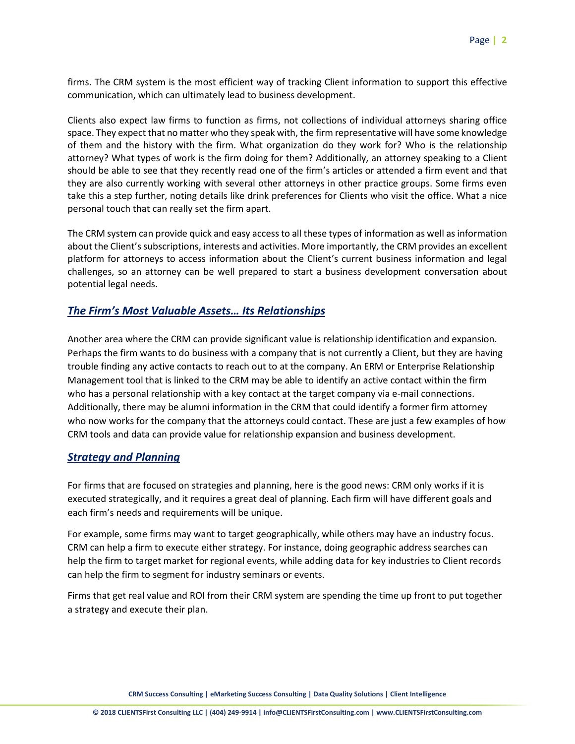firms. The CRM system is the most efficient way of tracking Client information to support this effective communication, which can ultimately lead to business development.

Clients also expect law firms to function as firms, not collections of individual attorneys sharing office space. They expect that no matter who they speak with, the firm representative will have some knowledge of them and the history with the firm. What organization do they work for? Who is the relationship attorney? What types of work is the firm doing for them? Additionally, an attorney speaking to a Client should be able to see that they recently read one of the firm's articles or attended a firm event and that they are also currently working with several other attorneys in other practice groups. Some firms even take this a step further, noting details like drink preferences for Clients who visit the office. What a nice personal touch that can really set the firm apart.

The CRM system can provide quick and easy access to all these types of information as well as information about the Client's subscriptions, interests and activities. More importantly, the CRM provides an excellent platform for attorneys to access information about the Client's current business information and legal challenges, so an attorney can be well prepared to start a business development conversation about potential legal needs.

## ***The Firm's Most Valuable Assets… Its Relationships***

Another area where the CRM can provide significant value is relationship identification and expansion. Perhaps the firm wants to do business with a company that is not currently a Client, but they are having trouble finding any active contacts to reach out to at the company. An ERM or Enterprise Relationship Management tool that is linked to the CRM may be able to identify an active contact within the firm who has a personal relationship with a key contact at the target company via e-mail connections. Additionally, there may be alumni information in the CRM that could identify a former firm attorney who now works for the company that the attorneys could contact. These are just a few examples of how CRM tools and data can provide value for relationship expansion and business development.

## ***Strategy and Planning***

For firms that are focused on strategies and planning, here is the good news: CRM only works if it is executed strategically, and it requires a great deal of planning. Each firm will have different goals and each firm's needs and requirements will be unique.

For example, some firms may want to target geographically, while others may have an industry focus. CRM can help a firm to execute either strategy. For instance, doing geographic address searches can help the firm to target market for regional events, while adding data for key industries to Client records can help the firm to segment for industry seminars or events.

Firms that get real value and ROI from their CRM system are spending the time up front to put together a strategy and execute their plan.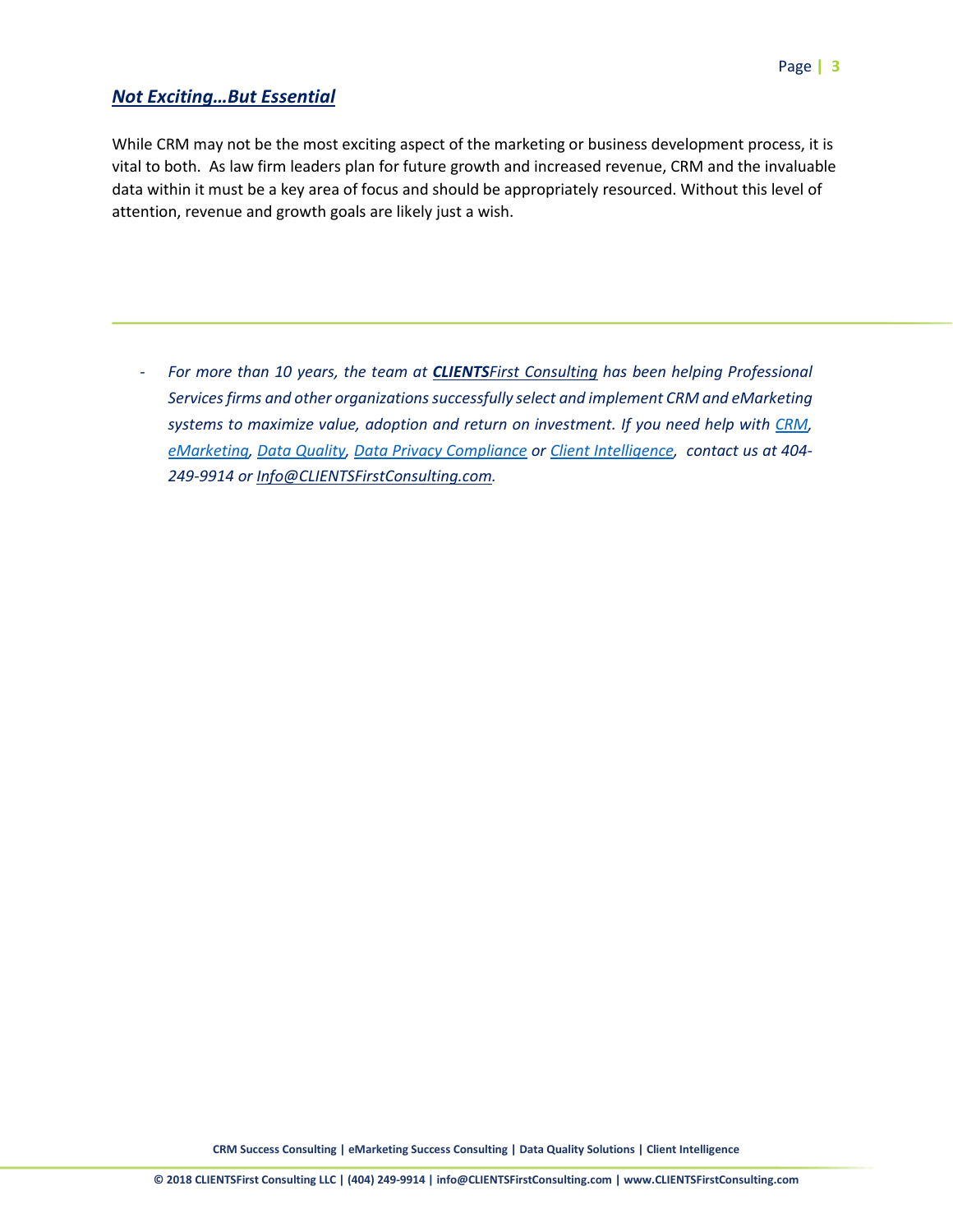## ***Not Exciting…But Essential***

While CRM may not be the most exciting aspect of the marketing or business development process, it is vital to both. As law firm leaders plan for future growth and increased revenue, CRM and the invaluable data within it must be a key area of focus and should be appropriately resourced. Without this level of attention, revenue and growth goals are likely just a wish.

---

- *For more than 10 years, the team at **CLIENTS**First Consulting has been helping Professional Services firms and other organizations successfully select and implement CRM and eMarketing systems to maximize value, adoption and return on investment. If you need help with CRM, eMarketing, Data Quality, Data Privacy Compliance or Client Intelligence, contact us at 404-249-9914 or Info@CLIENTSFirstConsulting.com.*

CRM Success Consulting | eMarketing Success Consulting | Data Quality Solutions | Client Intelligence

© 2018 CLIENTSFirst Consulting LLC | (404) 249-9914 | info@CLIENTSFirstConsulting.com | www.CLIENTSFirstConsulting.com